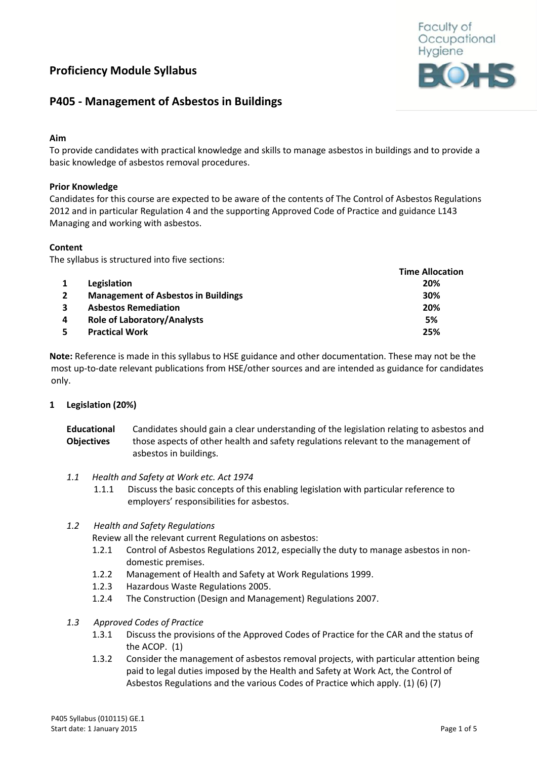## Proficiency Module Syllabus

## P405 - Management of Asbestos in Buildings

**Aim**

To provide candidates with practical knowledge and skills to manage asbestos in buildings and to provide a basic knowledge of asbestos removal procedures.

**Prior Knowledge**

Candidates for this course are expected to be aware of the contents of The Control of Asbestos Regulations 2012 and in particular Regulation 4 and the supporting Approved Code of Practice and guidance L143 Managing and working with asbestos.

**Content**

The syllabus is structured into five sections:

| | | Time Allocation |
|---|---|---|
| **1** | **Legislation** | **20%** |
| **2** | **Management of Asbestos in Buildings** | **30%** |
| **3** | **Asbestos Remediation** | **20%** |
| **4** | **Role of Laboratory/Analysts** | **5%** |
| **5** | **Practical Work** | **25%** |

**Note:** Reference is made in this syllabus to HSE guidance and other documentation. These may not be the most up-to-date relevant publications from HSE/other sources and are intended as guidance for candidates only.

### 1 Legislation (20%)

**Educational Objectives** Candidates should gain a clear understanding of the legislation relating to asbestos and those aspects of other health and safety regulations relevant to the management of asbestos in buildings.

*1.1 Health and Safety at Work etc. Act 1974*

- 1.1.1 Discuss the basic concepts of this enabling legislation with particular reference to employers' responsibilities for asbestos.

*1.2 Health and Safety Regulations*

Review all the relevant current Regulations on asbestos:

- 1.2.1 Control of Asbestos Regulations 2012, especially the duty to manage asbestos in non-domestic premises.
- 1.2.2 Management of Health and Safety at Work Regulations 1999.
- 1.2.3 Hazardous Waste Regulations 2005.
- 1.2.4 The Construction (Design and Management) Regulations 2007.

*1.3 Approved Codes of Practice*

- 1.3.1 Discuss the provisions of the Approved Codes of Practice for the CAR and the status of the ACOP. (1)
- 1.3.2 Consider the management of asbestos removal projects, with particular attention being paid to legal duties imposed by the Health and Safety at Work Act, the Control of Asbestos Regulations and the various Codes of Practice which apply. (1) (6) (7)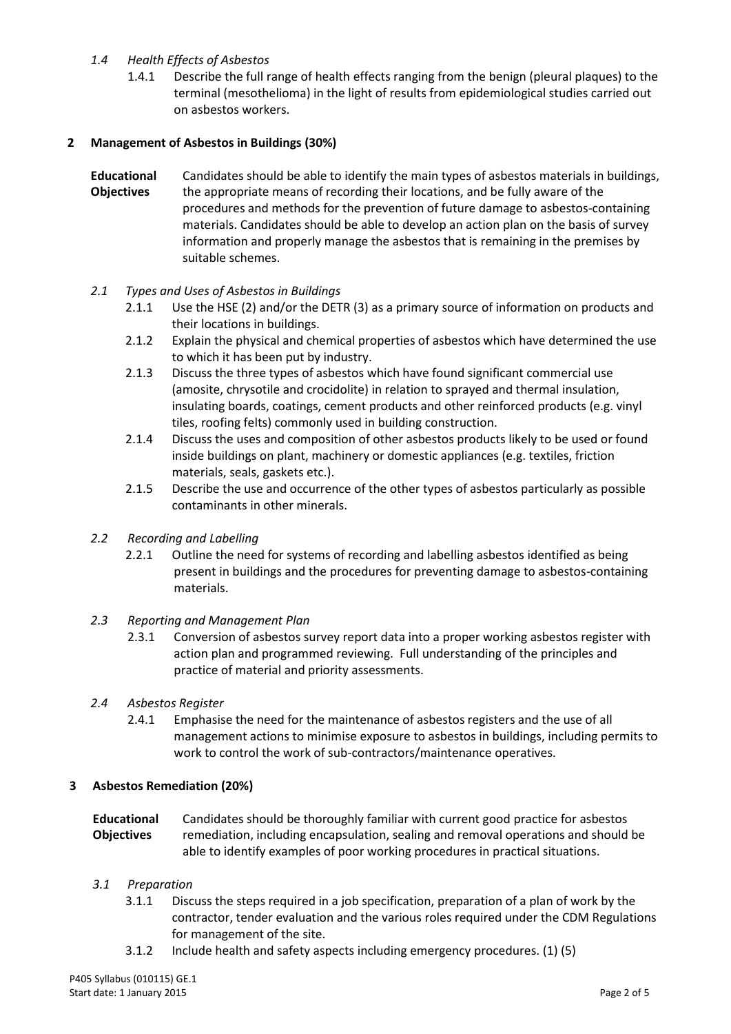### *1.4 Health Effects of Asbestos*

1.4.1 Describe the full range of health effects ranging from the benign (pleural plaques) to the terminal (mesothelioma) in the light of results from epidemiological studies carried out on asbestos workers.

## 2 Management of Asbestos in Buildings (30%)

**Educational Objectives** Candidates should be able to identify the main types of asbestos materials in buildings, the appropriate means of recording their locations, and be fully aware of the procedures and methods for the prevention of future damage to asbestos-containing materials. Candidates should be able to develop an action plan on the basis of survey information and properly manage the asbestos that is remaining in the premises by suitable schemes.

### *2.1 Types and Uses of Asbestos in Buildings*

2.1.1 Use the HSE (2) and/or the DETR (3) as a primary source of information on products and their locations in buildings.

2.1.2 Explain the physical and chemical properties of asbestos which have determined the use to which it has been put by industry.

2.1.3 Discuss the three types of asbestos which have found significant commercial use (amosite, chrysotile and crocidolite) in relation to sprayed and thermal insulation, insulating boards, coatings, cement products and other reinforced products (e.g. vinyl tiles, roofing felts) commonly used in building construction.

2.1.4 Discuss the uses and composition of other asbestos products likely to be used or found inside buildings on plant, machinery or domestic appliances (e.g. textiles, friction materials, seals, gaskets etc.).

2.1.5 Describe the use and occurrence of the other types of asbestos particularly as possible contaminants in other minerals.

### *2.2 Recording and Labelling*

2.2.1 Outline the need for systems of recording and labelling asbestos identified as being present in buildings and the procedures for preventing damage to asbestos-containing materials.

### *2.3 Reporting and Management Plan*

2.3.1 Conversion of asbestos survey report data into a proper working asbestos register with action plan and programmed reviewing. Full understanding of the principles and practice of material and priority assessments.

### *2.4 Asbestos Register*

2.4.1 Emphasise the need for the maintenance of asbestos registers and the use of all management actions to minimise exposure to asbestos in buildings, including permits to work to control the work of sub-contractors/maintenance operatives.

## 3 Asbestos Remediation (20%)

**Educational Objectives** Candidates should be thoroughly familiar with current good practice for asbestos remediation, including encapsulation, sealing and removal operations and should be able to identify examples of poor working procedures in practical situations.

### *3.1 Preparation*

3.1.1 Discuss the steps required in a job specification, preparation of a plan of work by the contractor, tender evaluation and the various roles required under the CDM Regulations for management of the site.

3.1.2 Include health and safety aspects including emergency procedures. (1) (5)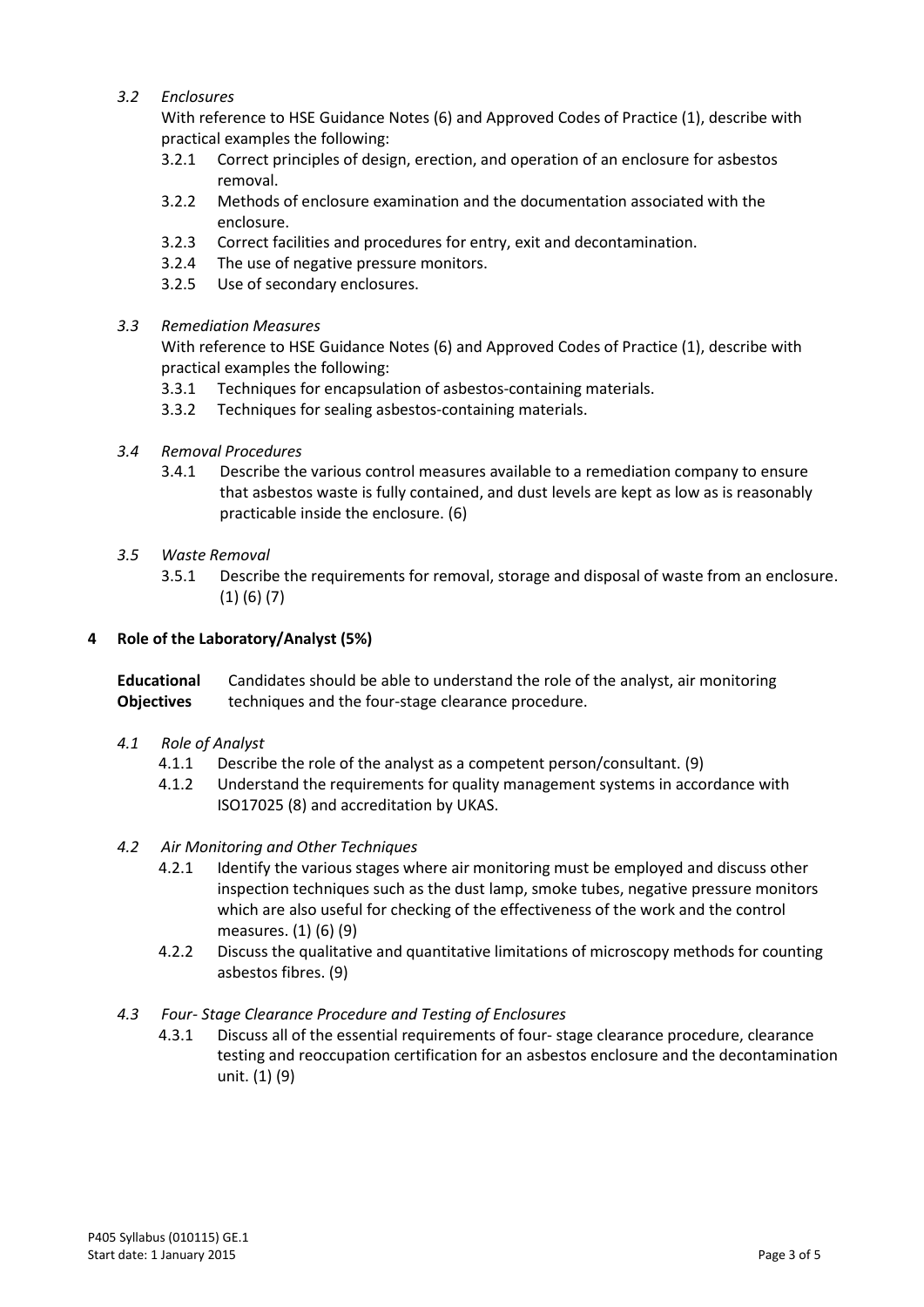### *3.2 Enclosures*

With reference to HSE Guidance Notes (6) and Approved Codes of Practice (1), describe with practical examples the following:

- 3.2.1 Correct principles of design, erection, and operation of an enclosure for asbestos removal.
- 3.2.2 Methods of enclosure examination and the documentation associated with the enclosure.
- 3.2.3 Correct facilities and procedures for entry, exit and decontamination.
- 3.2.4 The use of negative pressure monitors.
- 3.2.5 Use of secondary enclosures.

### *3.3 Remediation Measures*

With reference to HSE Guidance Notes (6) and Approved Codes of Practice (1), describe with practical examples the following:

- 3.3.1 Techniques for encapsulation of asbestos-containing materials.
- 3.3.2 Techniques for sealing asbestos-containing materials.

### *3.4 Removal Procedures*

- 3.4.1 Describe the various control measures available to a remediation company to ensure that asbestos waste is fully contained, and dust levels are kept as low as is reasonably practicable inside the enclosure. (6)

### *3.5 Waste Removal*

- 3.5.1 Describe the requirements for removal, storage and disposal of waste from an enclosure. (1) (6) (7)

## 4 Role of the Laboratory/Analyst (5%)

**Educational Objectives** Candidates should be able to understand the role of the analyst, air monitoring techniques and the four-stage clearance procedure.

### *4.1 Role of Analyst*

- 4.1.1 Describe the role of the analyst as a competent person/consultant. (9)
- 4.1.2 Understand the requirements for quality management systems in accordance with ISO17025 (8) and accreditation by UKAS.

### *4.2 Air Monitoring and Other Techniques*

- 4.2.1 Identify the various stages where air monitoring must be employed and discuss other inspection techniques such as the dust lamp, smoke tubes, negative pressure monitors which are also useful for checking of the effectiveness of the work and the control measures. (1) (6) (9)
- 4.2.2 Discuss the qualitative and quantitative limitations of microscopy methods for counting asbestos fibres. (9)

### *4.3 Four- Stage Clearance Procedure and Testing of Enclosures*

- 4.3.1 Discuss all of the essential requirements of four- stage clearance procedure, clearance testing and reoccupation certification for an asbestos enclosure and the decontamination unit. (1) (9)

P405 Syllabus (010115) GE.1
Start date: 1 January 2015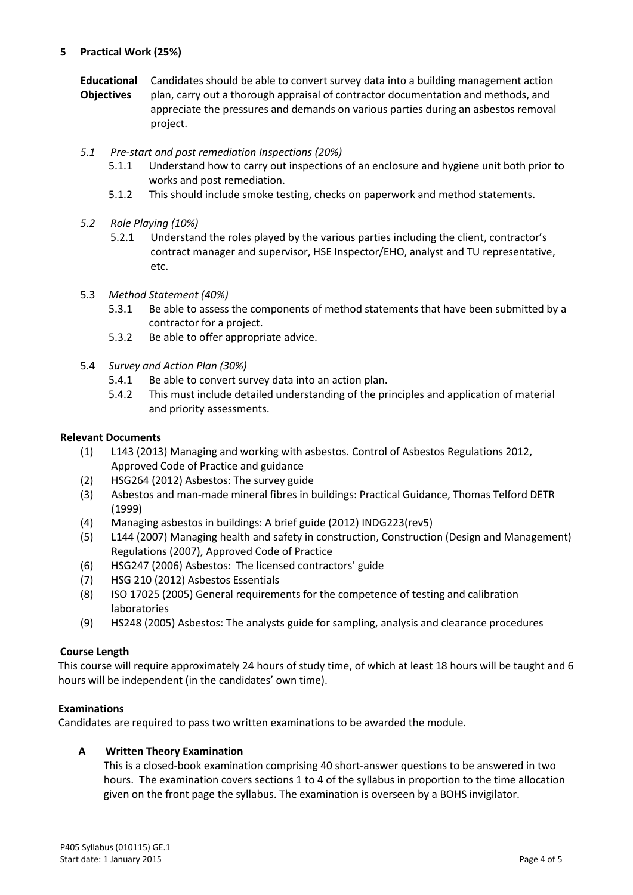## 5 Practical Work (25%)

**Educational Objectives** Candidates should be able to convert survey data into a building management action plan, carry out a thorough appraisal of contractor documentation and methods, and appreciate the pressures and demands on various parties during an asbestos removal project.

### *5.1 Pre-start and post remediation Inspections (20%)*

- 5.1.1 Understand how to carry out inspections of an enclosure and hygiene unit both prior to works and post remediation.
- 5.1.2 This should include smoke testing, checks on paperwork and method statements.

### *5.2 Role Playing (10%)*

- 5.2.1 Understand the roles played by the various parties including the client, contractor's contract manager and supervisor, HSE Inspector/EHO, analyst and TU representative, etc.

### 5.3 *Method Statement (40%)*

- 5.3.1 Be able to assess the components of method statements that have been submitted by a contractor for a project.
- 5.3.2 Be able to offer appropriate advice.

### 5.4 *Survey and Action Plan (30%)*

- 5.4.1 Be able to convert survey data into an action plan.
- 5.4.2 This must include detailed understanding of the principles and application of material and priority assessments.

**Relevant Documents**

1. L143 (2013) Managing and working with asbestos. Control of Asbestos Regulations 2012, Approved Code of Practice and guidance
2. HSG264 (2012) Asbestos: The survey guide
3. Asbestos and man-made mineral fibres in buildings: Practical Guidance, Thomas Telford DETR (1999)
4. Managing asbestos in buildings: A brief guide (2012) INDG223(rev5)
5. L144 (2007) Managing health and safety in construction, Construction (Design and Management) Regulations (2007), Approved Code of Practice
6. HSG247 (2006) Asbestos: The licensed contractors' guide
7. HSG 210 (2012) Asbestos Essentials
8. ISO 17025 (2005) General requirements for the competence of testing and calibration laboratories
9. HS248 (2005) Asbestos: The analysts guide for sampling, analysis and clearance procedures

**Course Length**

This course will require approximately 24 hours of study time, of which at least 18 hours will be taught and 6 hours will be independent (in the candidates' own time).

**Examinations**

Candidates are required to pass two written examinations to be awarded the module.

**A Written Theory Examination**

This is a closed-book examination comprising 40 short-answer questions to be answered in two hours. The examination covers sections 1 to 4 of the syllabus in proportion to the time allocation given on the front page the syllabus. The examination is overseen by a BOHS invigilator.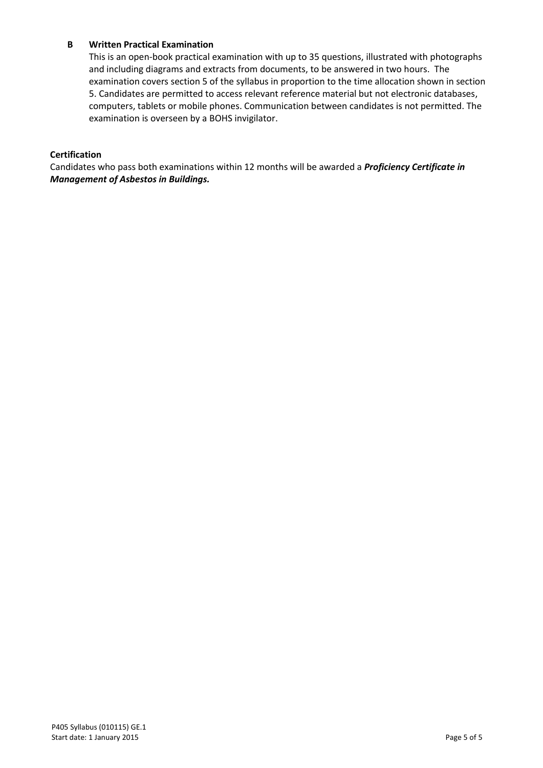**B Written Practical Examination**

This is an open-book practical examination with up to 35 questions, illustrated with photographs and including diagrams and extracts from documents, to be answered in two hours. The examination covers section 5 of the syllabus in proportion to the time allocation shown in section 5. Candidates are permitted to access relevant reference material but not electronic databases, computers, tablets or mobile phones. Communication between candidates is not permitted. The examination is overseen by a BOHS invigilator.

**Certification**

Candidates who pass both examinations within 12 months will be awarded a ***Proficiency Certificate in Management of Asbestos in Buildings.***